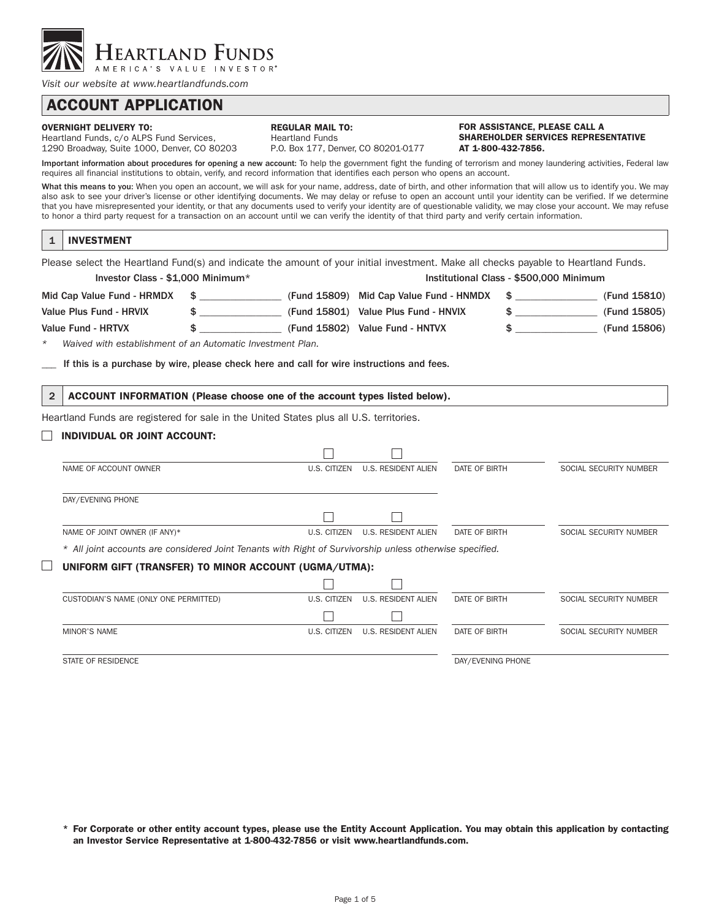# HEARTLAND FUNDS

AMERICA'S VALUE INVESTOR®

*Visit our website at www.heartlandfunds.com*

## ACCOUNT APPLICATION

**OVERNIGHT DELIVERY TO:**
Heartland Funds, c/o ALPS Fund Services,
1290 Broadway, Suite 1000, Denver, CO 80203

**REGULAR MAIL TO:**
Heartland Funds
P.O. Box 177, Denver, CO 80201-0177

**FOR ASSISTANCE, PLEASE CALL A SHAREHOLDER SERVICES REPRESENTATIVE AT 1-800-432-7856.**

**Important information about procedures for opening a new account:** To help the government fight the funding of terrorism and money laundering activities, Federal law requires all financial institutions to obtain, verify, and record information that identifies each person who opens an account.

**What this means to you:** When you open an account, we will ask for your name, address, date of birth, and other information that will allow us to identify you. We may also ask to see your driver's license or other identifying documents. We may delay or refuse to open an account until your identity can be verified. If we determine that you have misrepresented your identity, or that any documents used to verify your identity are of questionable validity, we may close your account. We may refuse to honor a third party request for a transaction on an account until we can verify the identity of that third party and verify certain information.

## 1 INVESTMENT

Please select the Heartland Fund(s) and indicate the amount of your initial investment. Make all checks payable to Heartland Funds.

| Investor Class - $1,000 Minimum* | | | Institutional Class - $500,000 Minimum | | |
|---|---|---|---|---|---|
| Mid Cap Value Fund - HRMDX | $ _______ | (Fund 15809) | Mid Cap Value Fund - HNMDX | $ _______ | (Fund 15810) |
| Value Plus Fund - HRVIX | $ _______ | (Fund 15801) | Value Plus Fund - HNVIX | $ _______ | (Fund 15805) |
| Value Fund - HRTVX | $ _______ | (Fund 15802) | Value Fund - HNTVX | $ _______ | (Fund 15806) |

\* *Waived with establishment of an Automatic Investment Plan.*

___ **If this is a purchase by wire, please check here and call for wire instructions and fees.**

## 2 ACCOUNT INFORMATION (Please choose one of the account types listed below).

Heartland Funds are registered for sale in the United States plus all U.S. territories.

☐ **INDIVIDUAL OR JOINT ACCOUNT:**

| NAME OF ACCOUNT OWNER | ☐ U.S. CITIZEN | ☐ U.S. RESIDENT ALIEN | DATE OF BIRTH | SOCIAL SECURITY NUMBER |
|---|---|---|---|---|
| DAY/EVENING PHONE | | | | |
| NAME OF JOINT OWNER (IF ANY)* | ☐ U.S. CITIZEN | ☐ U.S. RESIDENT ALIEN | DATE OF BIRTH | SOCIAL SECURITY NUMBER |

\* *All joint accounts are considered Joint Tenants with Right of Survivorship unless otherwise specified.*

☐ **UNIFORM GIFT (TRANSFER) TO MINOR ACCOUNT (UGMA/UTMA):**

| CUSTODIAN'S NAME (ONLY ONE PERMITTED) | ☐ U.S. CITIZEN | ☐ U.S. RESIDENT ALIEN | DATE OF BIRTH | SOCIAL SECURITY NUMBER |
|---|---|---|---|---|
| MINOR'S NAME | ☐ U.S. CITIZEN | ☐ U.S. RESIDENT ALIEN | DATE OF BIRTH | SOCIAL SECURITY NUMBER |
| STATE OF RESIDENCE | | | DAY/EVENING PHONE | |

**\* For Corporate or other entity account types, please use the Entity Account Application. You may obtain this application by contacting an Investor Service Representative at 1-800-432-7856 or visit www.heartlandfunds.com.**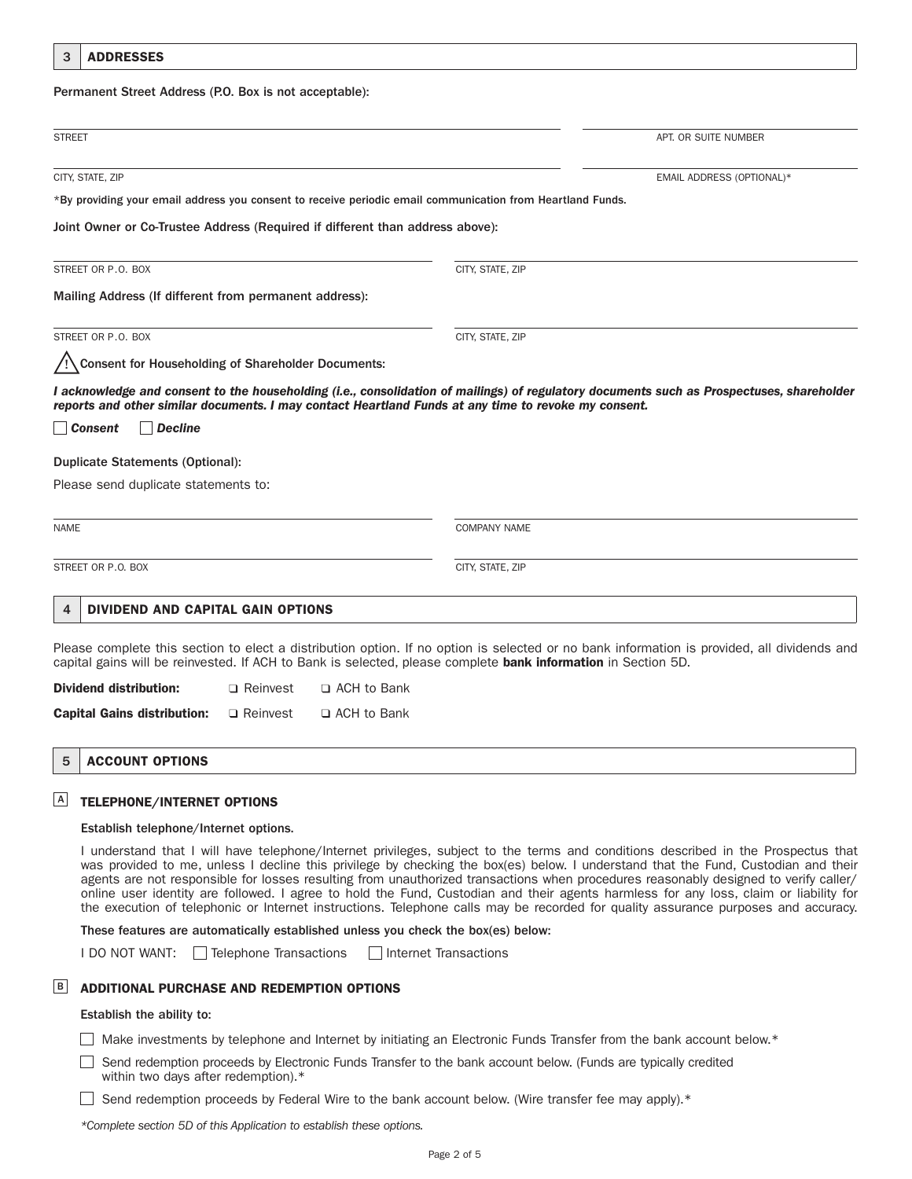## 3 ADDRESSES

**Permanent Street Address (P.O. Box is not acceptable):**

STREET _______________ APT. OR SUITE NUMBER _______________

CITY, STATE, ZIP _______________ EMAIL ADDRESS (OPTIONAL)* _______________

*By providing your email address you consent to receive periodic email communication from Heartland Funds.

**Joint Owner or Co-Trustee Address (Required if different than address above):**

STREET OR P.O. BOX _______________ CITY, STATE, ZIP _______________

**Mailing Address (If different from permanent address):**

STREET OR P.O. BOX _______________ CITY, STATE, ZIP _______________

**Consent for Householding of Shareholder Documents:**

***I acknowledge and consent to the householding (i.e., consolidation of mailings) of regulatory documents such as Prospectuses, shareholder reports and other similar documents. I may contact Heartland Funds at any time to revoke my consent.***

☐ ***Consent*** ☐ ***Decline***

**Duplicate Statements (Optional):**

Please send duplicate statements to:

NAME _______________ COMPANY NAME _______________

STREET OR P.O. BOX _______________ CITY, STATE, ZIP _______________

## 4 DIVIDEND AND CAPITAL GAIN OPTIONS

Please complete this section to elect a distribution option. If no option is selected or no bank information is provided, all dividends and capital gains will be reinvested. If ACH to Bank is selected, please complete **bank information** in Section 5D.

**Dividend distribution:** ☐ Reinvest ☐ ACH to Bank

**Capital Gains distribution:** ☐ Reinvest ☐ ACH to Bank

## 5 ACCOUNT OPTIONS

### A TELEPHONE/INTERNET OPTIONS

**Establish telephone/Internet options.**

I understand that I will have telephone/Internet privileges, subject to the terms and conditions described in the Prospectus that was provided to me, unless I decline this privilege by checking the box(es) below. I understand that the Fund, Custodian and their agents are not responsible for losses resulting from unauthorized transactions when procedures reasonably designed to verify caller/online user identity are followed. I agree to hold the Fund, Custodian and their agents harmless for any loss, claim or liability for the execution of telephonic or Internet instructions. Telephone calls may be recorded for quality assurance purposes and accuracy.

**These features are automatically established unless you check the box(es) below:**

I DO NOT WANT: ☐ Telephone Transactions ☐ Internet Transactions

### B ADDITIONAL PURCHASE AND REDEMPTION OPTIONS

**Establish the ability to:**

☐ Make investments by telephone and Internet by initiating an Electronic Funds Transfer from the bank account below.*

☐ Send redemption proceeds by Electronic Funds Transfer to the bank account below. (Funds are typically credited within two days after redemption).*

☐ Send redemption proceeds by Federal Wire to the bank account below. (Wire transfer fee may apply).*

*\*Complete section 5D of this Application to establish these options.*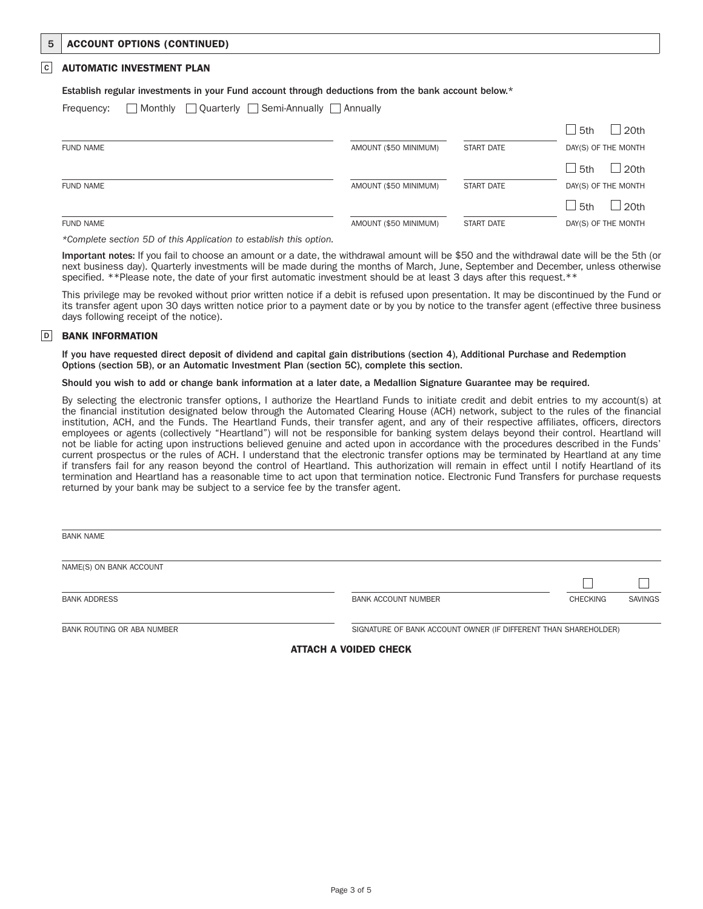## 5 ACCOUNT OPTIONS (CONTINUED)

### C AUTOMATIC INVESTMENT PLAN

**Establish regular investments in your Fund account through deductions from the bank account below.***

Frequency: ☐ Monthly ☐ Quarterly ☐ Semi-Annually ☐ Annually

| FUND NAME | AMOUNT ($50 MINIMUM) | START DATE | DAY(S) OF THE MONTH |
|---|---|---|---|
| | | | ☐ 5th ☐ 20th |
| | | | ☐ 5th ☐ 20th |
| | | | ☐ 5th ☐ 20th |

*Complete section 5D of this Application to establish this option.*

**Important notes:** If you fail to choose an amount or a date, the withdrawal amount will be $50 and the withdrawal date will be the 5th (or next business day). Quarterly investments will be made during the months of March, June, September and December, unless otherwise specified. **Please note, the date of your first automatic investment should be at least 3 days after this request.**

This privilege may be revoked without prior written notice if a debit is refused upon presentation. It may be discontinued by the Fund or its transfer agent upon 30 days written notice prior to a payment date or by you by notice to the transfer agent (effective three business days following receipt of the notice).

### D BANK INFORMATION

**If you have requested direct deposit of dividend and capital gain distributions (section 4), Additional Purchase and Redemption Options (section 5B), or an Automatic Investment Plan (section 5C), complete this section.**

**Should you wish to add or change bank information at a later date, a Medallion Signature Guarantee may be required.**

By selecting the electronic transfer options, I authorize the Heartland Funds to initiate credit and debit entries to my account(s) at the financial institution designated below through the Automated Clearing House (ACH) network, subject to the rules of the financial institution, ACH, and the Funds. The Heartland Funds, their transfer agent, and any of their respective affiliates, officers, directors employees or agents (collectively "Heartland") will not be responsible for banking system delays beyond their control. Heartland will not be liable for acting upon instructions believed genuine and acted upon in accordance with the procedures described in the Funds' current prospectus or the rules of ACH. I understand that the electronic transfer options may be terminated by Heartland at any time if transfers fail for any reason beyond the control of Heartland. This authorization will remain in effect until I notify Heartland of its termination and Heartland has a reasonable time to act upon that termination notice. Electronic Fund Transfers for purchase requests returned by your bank may be subject to a service fee by the transfer agent.

BANK NAME

NAME(S) ON BANK ACCOUNT

BANK ADDRESS

BANK ACCOUNT NUMBER ☐ CHECKING ☐ SAVINGS

BANK ROUTING OR ABA NUMBER

SIGNATURE OF BANK ACCOUNT OWNER (IF DIFFERENT THAN SHAREHOLDER)

**ATTACH A VOIDED CHECK**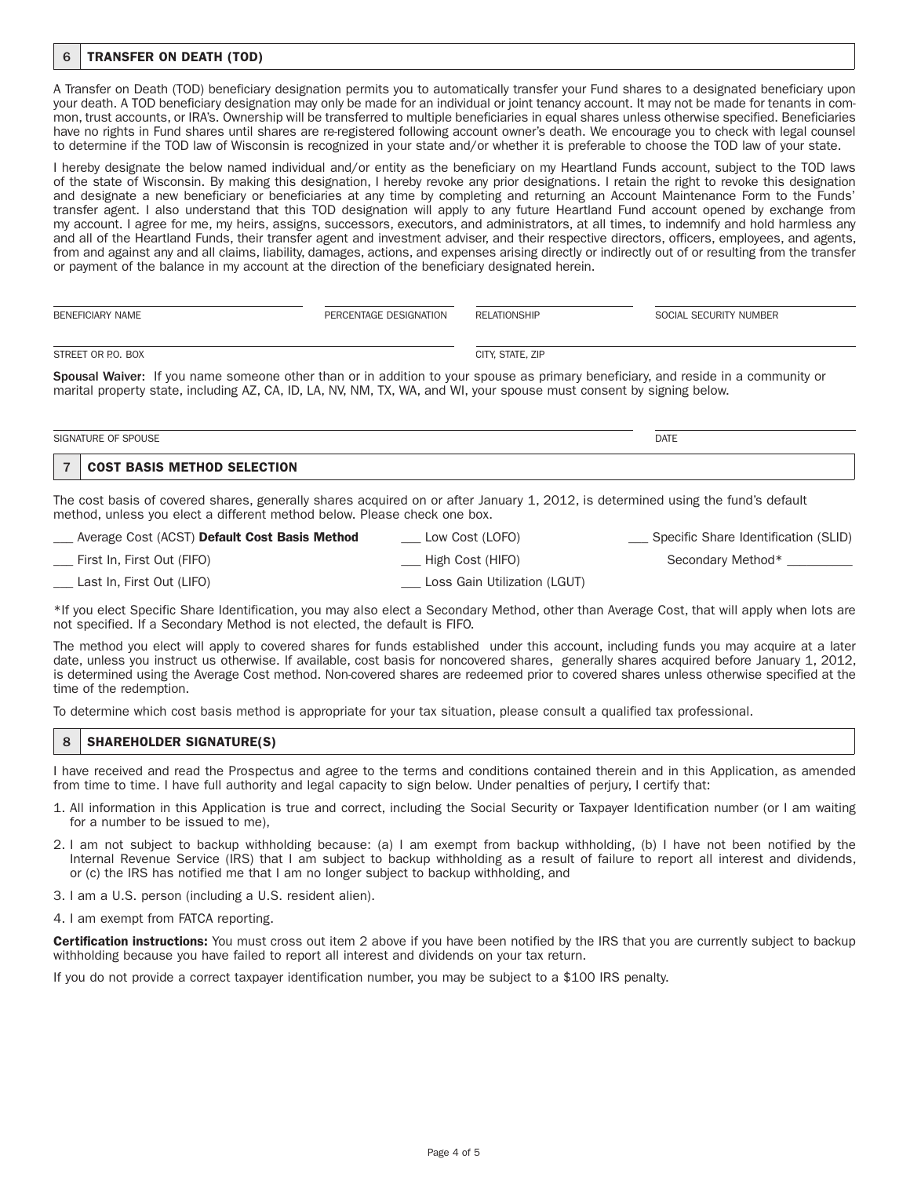## 6 TRANSFER ON DEATH (TOD)

A Transfer on Death (TOD) beneficiary designation permits you to automatically transfer your Fund shares to a designated beneficiary upon your death. A TOD beneficiary designation may only be made for an individual or joint tenancy account. It may not be made for tenants in common, trust accounts, or IRA's. Ownership will be transferred to multiple beneficiaries in equal shares unless otherwise specified. Beneficiaries have no rights in Fund shares until shares are re-registered following account owner's death. We encourage you to check with legal counsel to determine if the TOD law of Wisconsin is recognized in your state and/or whether it is preferable to choose the TOD law of your state.

I hereby designate the below named individual and/or entity as the beneficiary on my Heartland Funds account, subject to the TOD laws of the state of Wisconsin. By making this designation, I hereby revoke any prior designations. I retain the right to revoke this designation and designate a new beneficiary or beneficiaries at any time by completing and returning an Account Maintenance Form to the Funds' transfer agent. I also understand that this TOD designation will apply to any future Heartland Fund account opened by exchange from my account. I agree for me, my heirs, assigns, successors, executors, and administrators, at all times, to indemnify and hold harmless any and all of the Heartland Funds, their transfer agent and investment adviser, and their respective directors, officers, employees, and agents, from and against any and all claims, liability, damages, actions, and expenses arising directly or indirectly out of or resulting from the transfer or payment of the balance in my account at the direction of the beneficiary designated herein.

BENEFICIARY NAME ______________________ PERCENTAGE DESIGNATION __________ RELATIONSHIP __________ SOCIAL SECURITY NUMBER __________

STREET OR P.O. BOX ______________________ CITY, STATE, ZIP ______________________

**Spousal Waiver:** If you name someone other than or in addition to your spouse as primary beneficiary, and reside in a community or marital property state, including AZ, CA, ID, LA, NV, NM, TX, WA, and WI, your spouse must consent by signing below.

SIGNATURE OF SPOUSE ______________________ DATE __________

## 7 COST BASIS METHOD SELECTION

The cost basis of covered shares, generally shares acquired on or after January 1, 2012, is determined using the fund's default method, unless you elect a different method below. Please check one box.

___ Average Cost (ACST) **Default Cost Basis Method**

___ First In, First Out (FIFO)

___ Last In, First Out (LIFO)

___ Low Cost (LOFO)

___ High Cost (HIFO)

___ Loss Gain Utilization (LGUT)

___ Specific Share Identification (SLID)

Secondary Method* __________

*If you elect Specific Share Identification, you may also elect a Secondary Method, other than Average Cost, that will apply when lots are not specified. If a Secondary Method is not elected, the default is FIFO.

The method you elect will apply to covered shares for funds established under this account, including funds you may acquire at a later date, unless you instruct us otherwise. If available, cost basis for noncovered shares, generally shares acquired before January 1, 2012, is determined using the Average Cost method. Non-covered shares are redeemed prior to covered shares unless otherwise specified at the time of the redemption.

To determine which cost basis method is appropriate for your tax situation, please consult a qualified tax professional.

## 8 SHAREHOLDER SIGNATURE(S)

I have received and read the Prospectus and agree to the terms and conditions contained therein and in this Application, as amended from time to time. I have full authority and legal capacity to sign below. Under penalties of perjury, I certify that:

1. All information in this Application is true and correct, including the Social Security or Taxpayer Identification number (or I am waiting for a number to be issued to me),
2. I am not subject to backup withholding because: (a) I am exempt from backup withholding, (b) I have not been notified by the Internal Revenue Service (IRS) that I am subject to backup withholding as a result of failure to report all interest and dividends, or (c) the IRS has notified me that I am no longer subject to backup withholding, and
3. I am a U.S. person (including a U.S. resident alien).
4. I am exempt from FATCA reporting.

**Certification instructions:** You must cross out item 2 above if you have been notified by the IRS that you are currently subject to backup withholding because you have failed to report all interest and dividends on your tax return.

If you do not provide a correct taxpayer identification number, you may be subject to a $100 IRS penalty.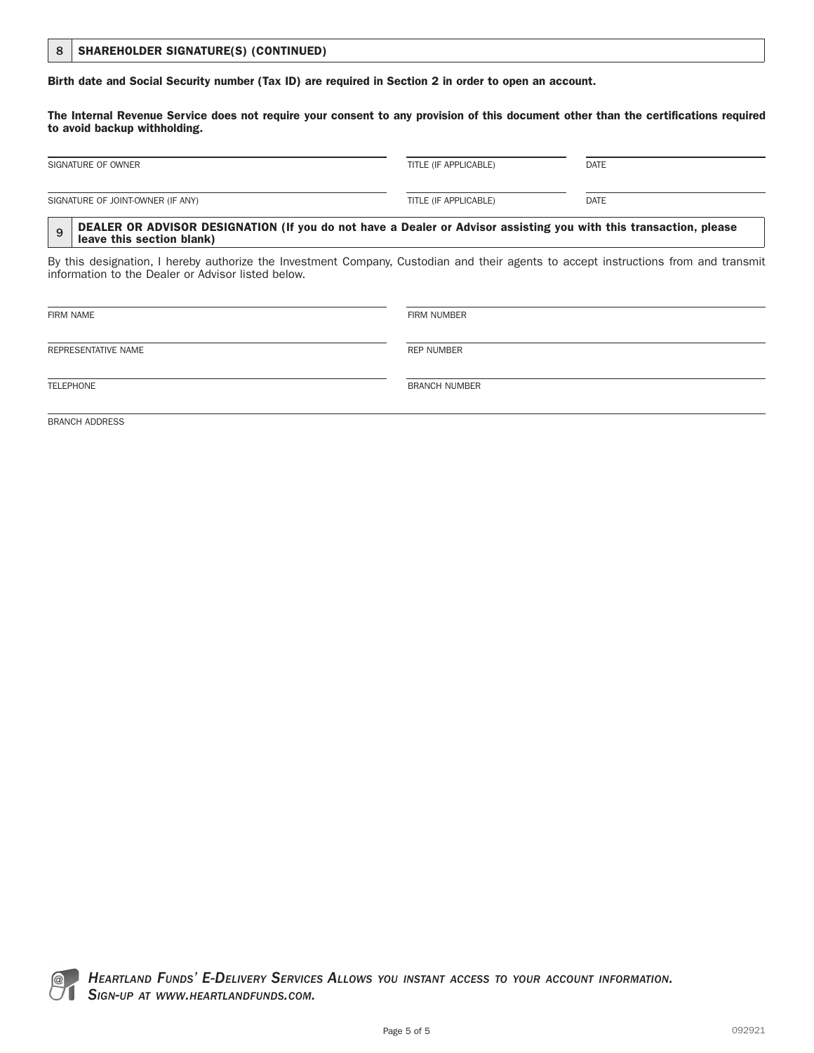## 8 SHAREHOLDER SIGNATURE(S) (CONTINUED)

**Birth date and Social Security number (Tax ID) are required in Section 2 in order to open an account.**

**The Internal Revenue Service does not require your consent to any provision of this document other than the certifications required to avoid backup withholding.**

| SIGNATURE OF OWNER | TITLE (IF APPLICABLE) | DATE |
|---|---|---|
| SIGNATURE OF JOINT-OWNER (IF ANY) | TITLE (IF APPLICABLE) | DATE |

## 9 DEALER OR ADVISOR DESIGNATION (If you do not have a Dealer or Advisor assisting you with this transaction, please leave this section blank)

By this designation, I hereby authorize the Investment Company, Custodian and their agents to accept instructions from and transmit information to the Dealer or Advisor listed below.

| FIRM NAME | FIRM NUMBER |
|---|---|
| REPRESENTATIVE NAME | REP NUMBER |
| TELEPHONE | BRANCH NUMBER |

BRANCH ADDRESS

*Heartland Funds' E-Delivery Services Allows you instant access to your account information. Sign-up at www.heartlandfunds.com.*

092921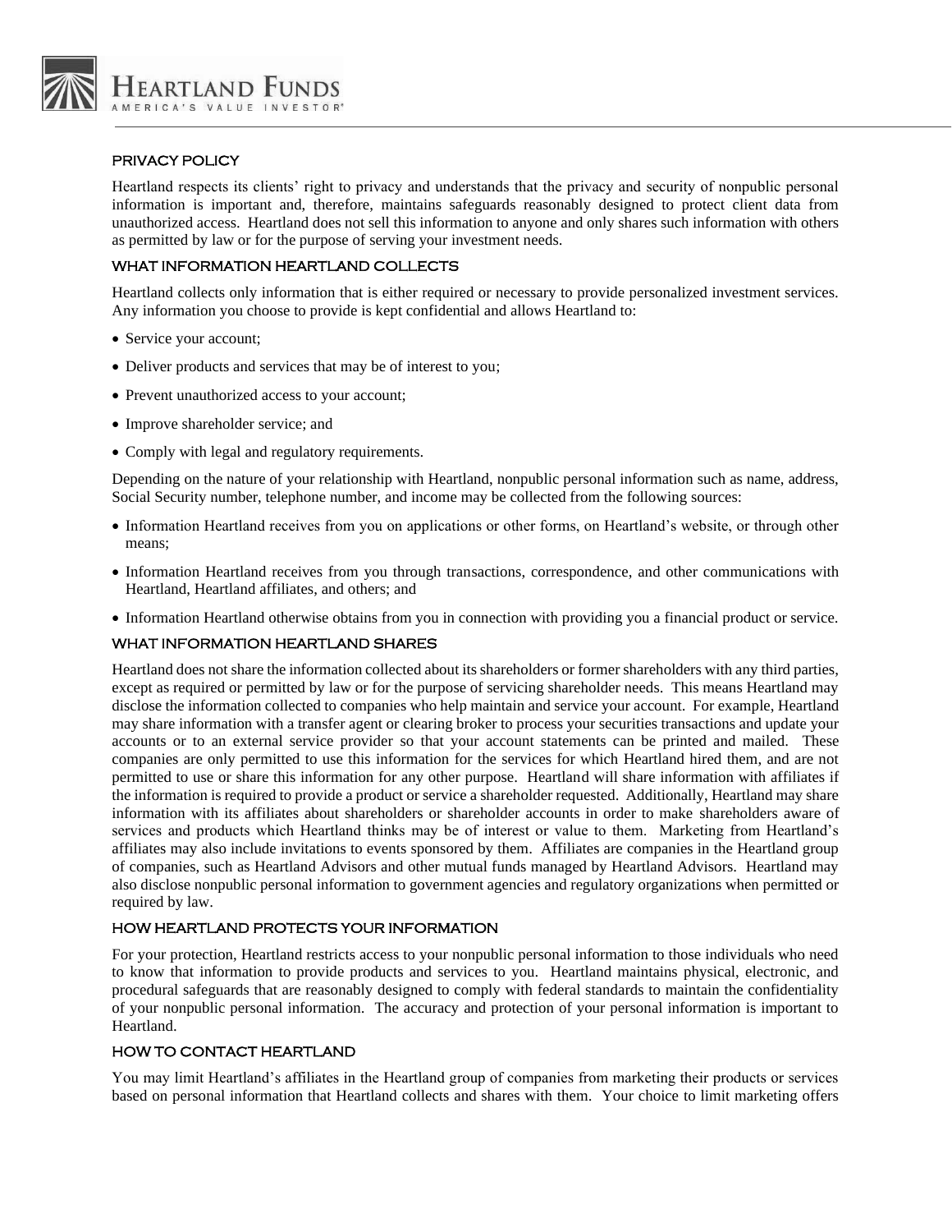## PRIVACY POLICY

Heartland respects its clients' right to privacy and understands that the privacy and security of nonpublic personal information is important and, therefore, maintains safeguards reasonably designed to protect client data from unauthorized access. Heartland does not sell this information to anyone and only shares such information with others as permitted by law or for the purpose of serving your investment needs.

## WHAT INFORMATION HEARTLAND COLLECTS

Heartland collects only information that is either required or necessary to provide personalized investment services. Any information you choose to provide is kept confidential and allows Heartland to:

- Service your account;
- Deliver products and services that may be of interest to you;
- Prevent unauthorized access to your account;
- Improve shareholder service; and
- Comply with legal and regulatory requirements.

Depending on the nature of your relationship with Heartland, nonpublic personal information such as name, address, Social Security number, telephone number, and income may be collected from the following sources:

- Information Heartland receives from you on applications or other forms, on Heartland's website, or through other means;
- Information Heartland receives from you through transactions, correspondence, and other communications with Heartland, Heartland affiliates, and others; and
- Information Heartland otherwise obtains from you in connection with providing you a financial product or service.

## WHAT INFORMATION HEARTLAND SHARES

Heartland does not share the information collected about its shareholders or former shareholders with any third parties, except as required or permitted by law or for the purpose of servicing shareholder needs. This means Heartland may disclose the information collected to companies who help maintain and service your account. For example, Heartland may share information with a transfer agent or clearing broker to process your securities transactions and update your accounts or to an external service provider so that your account statements can be printed and mailed. These companies are only permitted to use this information for the services for which Heartland hired them, and are not permitted to use or share this information for any other purpose. Heartland will share information with affiliates if the information is required to provide a product or service a shareholder requested. Additionally, Heartland may share information with its affiliates about shareholders or shareholder accounts in order to make shareholders aware of services and products which Heartland thinks may be of interest or value to them. Marketing from Heartland's affiliates may also include invitations to events sponsored by them. Affiliates are companies in the Heartland group of companies, such as Heartland Advisors and other mutual funds managed by Heartland Advisors. Heartland may also disclose nonpublic personal information to government agencies and regulatory organizations when permitted or required by law.

## HOW HEARTLAND PROTECTS YOUR INFORMATION

For your protection, Heartland restricts access to your nonpublic personal information to those individuals who need to know that information to provide products and services to you. Heartland maintains physical, electronic, and procedural safeguards that are reasonably designed to comply with federal standards to maintain the confidentiality of your nonpublic personal information. The accuracy and protection of your personal information is important to Heartland.

## HOW TO CONTACT HEARTLAND

You may limit Heartland's affiliates in the Heartland group of companies from marketing their products or services based on personal information that Heartland collects and shares with them. Your choice to limit marketing offers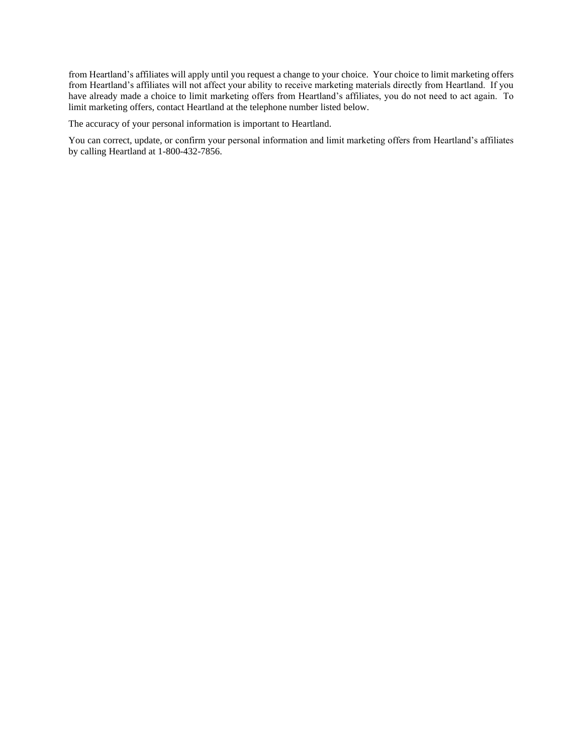from Heartland's affiliates will apply until you request a change to your choice. Your choice to limit marketing offers from Heartland's affiliates will not affect your ability to receive marketing materials directly from Heartland. If you have already made a choice to limit marketing offers from Heartland's affiliates, you do not need to act again. To limit marketing offers, contact Heartland at the telephone number listed below.

The accuracy of your personal information is important to Heartland.

You can correct, update, or confirm your personal information and limit marketing offers from Heartland's affiliates by calling Heartland at 1-800-432-7856.